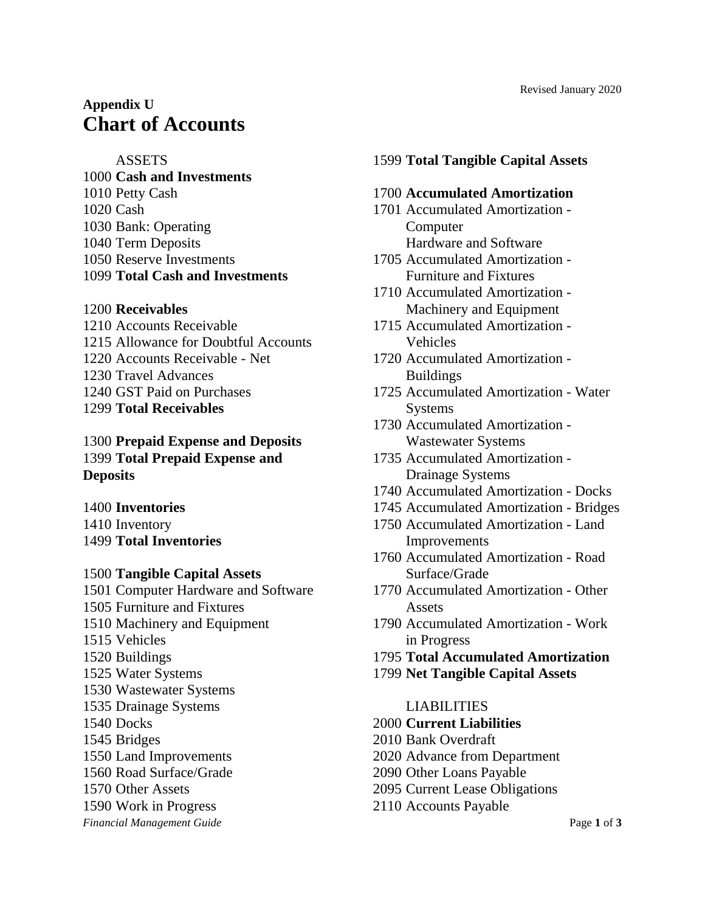Revised January 2020

**Appendix U**

# Chart of Accounts

ASSETS

1000 **Cash and Investments**
1010 Petty Cash
1020 Cash
1030 Bank: Operating
1040 Term Deposits
1050 Reserve Investments
1099 **Total Cash and Investments**

1200 **Receivables**
1210 Accounts Receivable
1215 Allowance for Doubtful Accounts
1220 Accounts Receivable - Net
1230 Travel Advances
1240 GST Paid on Purchases
1299 **Total Receivables**

1300 **Prepaid Expense and Deposits**
1399 **Total Prepaid Expense and Deposits**

1400 **Inventories**
1410 Inventory
1499 **Total Inventories**

1500 **Tangible Capital Assets**
1501 Computer Hardware and Software
1505 Furniture and Fixtures
1510 Machinery and Equipment
1515 Vehicles
1520 Buildings
1525 Water Systems
1530 Wastewater Systems
1535 Drainage Systems
1540 Docks
1545 Bridges
1550 Land Improvements
1560 Road Surface/Grade
1570 Other Assets
1590 Work in Progress
1599 **Total Tangible Capital Assets**

1700 **Accumulated Amortization**
1701 Accumulated Amortization - Computer Hardware and Software
1705 Accumulated Amortization - Furniture and Fixtures
1710 Accumulated Amortization - Machinery and Equipment
1715 Accumulated Amortization - Vehicles
1720 Accumulated Amortization - Buildings
1725 Accumulated Amortization - Water Systems
1730 Accumulated Amortization - Wastewater Systems
1735 Accumulated Amortization - Drainage Systems
1740 Accumulated Amortization - Docks
1745 Accumulated Amortization - Bridges
1750 Accumulated Amortization - Land Improvements
1760 Accumulated Amortization - Road Surface/Grade
1770 Accumulated Amortization - Other Assets
1790 Accumulated Amortization - Work in Progress
1795 **Total Accumulated Amortization**
1799 **Net Tangible Capital Assets**

LIABILITIES

2000 **Current Liabilities**
2010 Bank Overdraft
2020 Advance from Department
2090 Other Loans Payable
2095 Current Lease Obligations
2110 Accounts Payable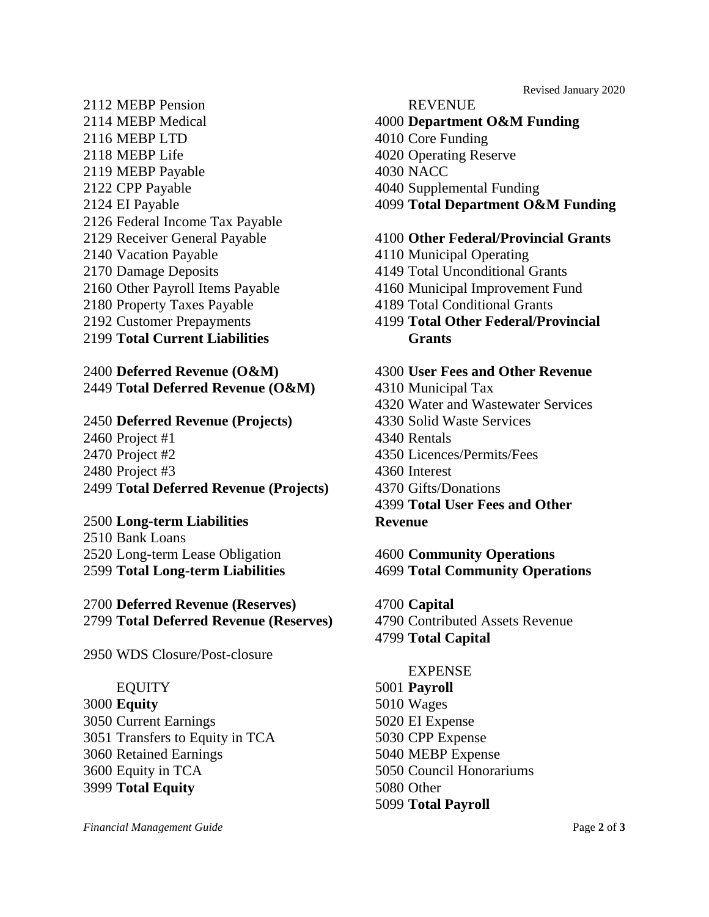2112 MEBP Pension
2114 MEBP Medical
2116 MEBP LTD
2118 MEBP Life
2119 MEBP Payable
2122 CPP Payable
2124 EI Payable
2126 Federal Income Tax Payable
2129 Receiver General Payable
2140 Vacation Payable
2170 Damage Deposits
2160 Other Payroll Items Payable
2180 Property Taxes Payable
2192 Customer Prepayments
2199 **Total Current Liabilities**

2400 **Deferred Revenue (O&M)**
2449 **Total Deferred Revenue (O&M)**

2450 **Deferred Revenue (Projects)**
2460 Project #1
2470 Project #2
2480 Project #3
2499 **Total Deferred Revenue (Projects)**

2500 **Long-term Liabilities**
2510 Bank Loans
2520 Long-term Lease Obligation
2599 **Total Long-term Liabilities**

2700 **Deferred Revenue (Reserves)**
2799 **Total Deferred Revenue (Reserves)**

2950 WDS Closure/Post-closure

EQUITY

3000 **Equity**
3050 Current Earnings
3051 Transfers to Equity in TCA
3060 Retained Earnings
3600 Equity in TCA
3999 **Total Equity**

REVENUE

4000 **Department O&M Funding**
4010 Core Funding
4020 Operating Reserve
4030 NACC
4040 Supplemental Funding
4099 **Total Department O&M Funding**

4100 **Other Federal/Provincial Grants**
4110 Municipal Operating
4149 Total Unconditional Grants
4160 Municipal Improvement Fund
4189 Total Conditional Grants
4199 **Total Other Federal/Provincial Grants**

4300 **User Fees and Other Revenue**
4310 Municipal Tax
4320 Water and Wastewater Services
4330 Solid Waste Services
4340 Rentals
4350 Licences/Permits/Fees
4360 Interest
4370 Gifts/Donations
4399 **Total User Fees and Other Revenue**

4600 **Community Operations**
4699 **Total Community Operations**

4700 **Capital**
4790 Contributed Assets Revenue
4799 **Total Capital**

EXPENSE

5001 **Payroll**
5010 Wages
5020 EI Expense
5030 CPP Expense
5040 MEBP Expense
5050 Council Honorariums
5080 Other
5099 **Total Payroll**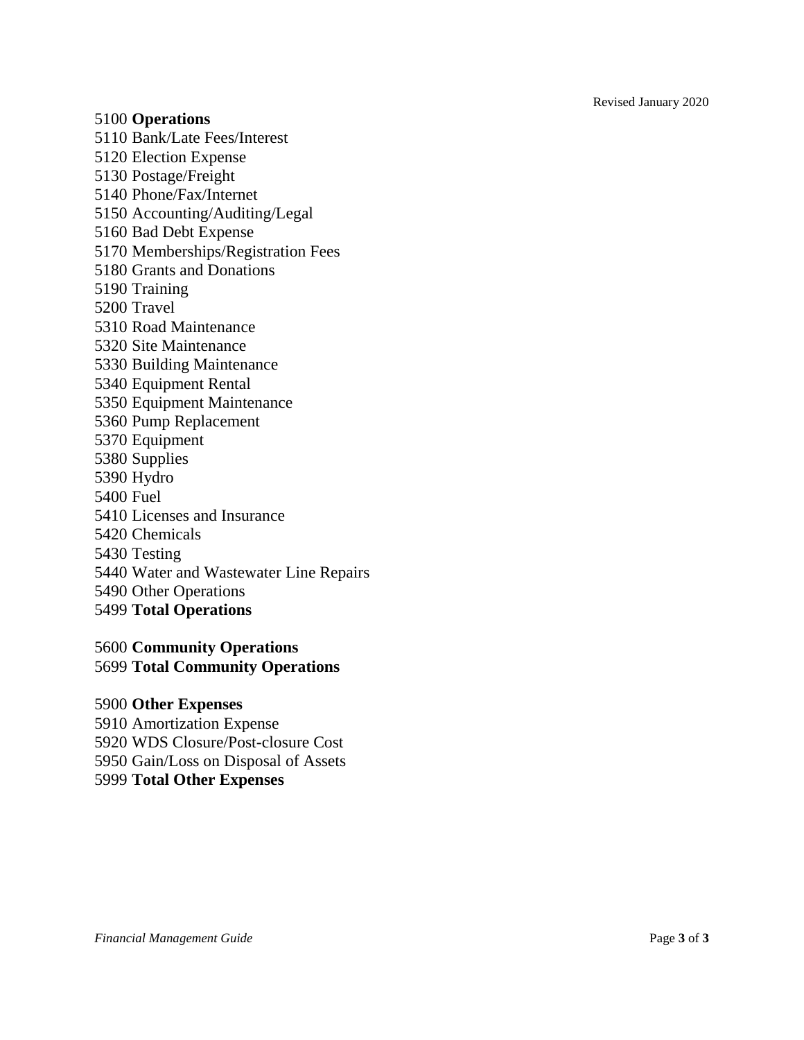Revised January 2020

5100 **Operations**
5110 Bank/Late Fees/Interest
5120 Election Expense
5130 Postage/Freight
5140 Phone/Fax/Internet
5150 Accounting/Auditing/Legal
5160 Bad Debt Expense
5170 Memberships/Registration Fees
5180 Grants and Donations
5190 Training
5200 Travel
5310 Road Maintenance
5320 Site Maintenance
5330 Building Maintenance
5340 Equipment Rental
5350 Equipment Maintenance
5360 Pump Replacement
5370 Equipment
5380 Supplies
5390 Hydro
5400 Fuel
5410 Licenses and Insurance
5420 Chemicals
5430 Testing
5440 Water and Wastewater Line Repairs
5490 Other Operations
5499 **Total Operations**

5600 **Community Operations**
5699 **Total Community Operations**

5900 **Other Expenses**
5910 Amortization Expense
5920 WDS Closure/Post-closure Cost
5950 Gain/Loss on Disposal of Assets
5999 **Total Other Expenses**